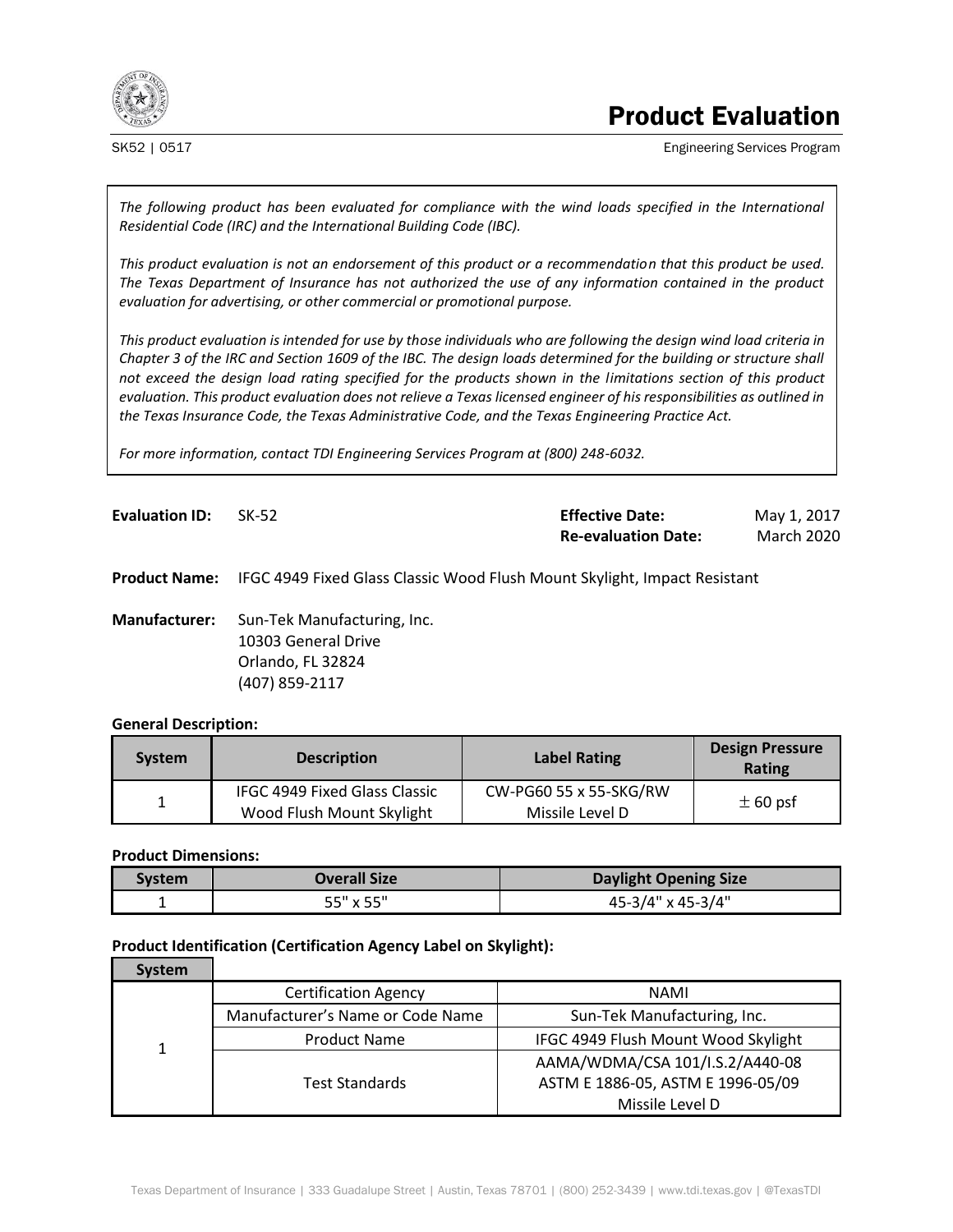# Product Evaluation

SK52 | 0517

Engineering Services Program

*The following product has been evaluated for compliance with the wind loads specified in the International Residential Code (IRC) and the International Building Code (IBC).*

*This product evaluation is not an endorsement of this product or a recommendation that this product be used. The Texas Department of Insurance has not authorized the use of any information contained in the product evaluation for advertising, or other commercial or promotional purpose.*

*This product evaluation is intended for use by those individuals who are following the design wind load criteria in Chapter 3 of the IRC and Section 1609 of the IBC. The design loads determined for the building or structure shall not exceed the design load rating specified for the products shown in the limitations section of this product evaluation. This product evaluation does not relieve a Texas licensed engineer of his responsibilities as outlined in the Texas Insurance Code, the Texas Administrative Code, and the Texas Engineering Practice Act.*

*For more information, contact TDI Engineering Services Program at (800) 248-6032.*

**Evaluation ID:** SK-52

**Effective Date:** May 1, 2017
**Re-evaluation Date:** March 2020

**Product Name:** IFGC 4949 Fixed Glass Classic Wood Flush Mount Skylight, Impact Resistant

**Manufacturer:** Sun-Tek Manufacturing, Inc.
10303 General Drive
Orlando, FL 32824
(407) 859-2117

**General Description:**

| System | Description | Label Rating | Design Pressure Rating |
|---|---|---|---|
| 1 | IFGC 4949 Fixed Glass Classic Wood Flush Mount Skylight | CW-PG60 55 x 55-SKG/RW Missile Level D | ± 60 psf |

**Product Dimensions:**

| System | Overall Size | Daylight Opening Size |
|---|---|---|
| 1 | 55" x 55" | 45-3/4" x 45-3/4" |

**Product Identification (Certification Agency Label on Skylight):**

| System | | |
|---|---|---|
| 1 | Certification Agency | NAMI |
| | Manufacturer's Name or Code Name | Sun-Tek Manufacturing, Inc. |
| | Product Name | IFGC 4949 Flush Mount Wood Skylight |
| | Test Standards | AAMA/WDMA/CSA 101/I.S.2/A440-08<br>ASTM E 1886-05, ASTM E 1996-05/09<br>Missile Level D |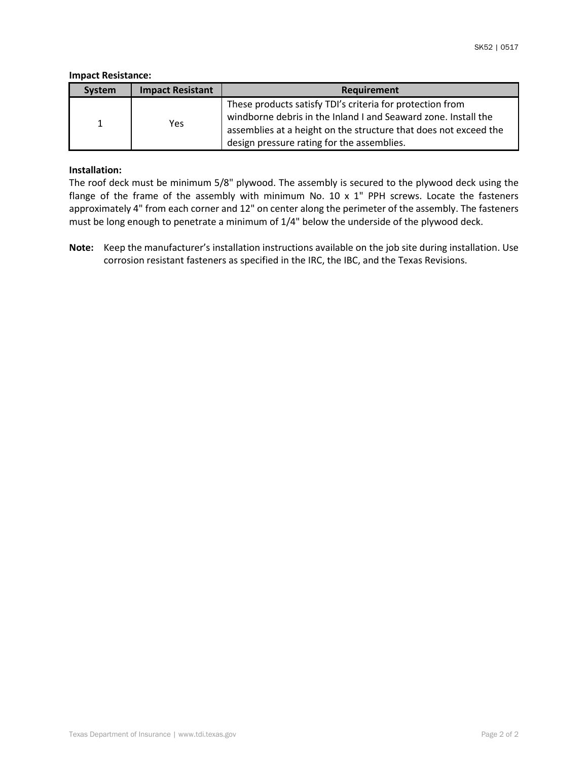**Impact Resistance:**

| System | Impact Resistant | Requirement |
|---|---|---|
| 1 | Yes | These products satisfy TDI's criteria for protection from windborne debris in the Inland I and Seaward zone. Install the assemblies at a height on the structure that does not exceed the design pressure rating for the assemblies. |

**Installation:**

The roof deck must be minimum 5/8" plywood. The assembly is secured to the plywood deck using the flange of the frame of the assembly with minimum No. 10 x 1" PPH screws. Locate the fasteners approximately 4" from each corner and 12" on center along the perimeter of the assembly. The fasteners must be long enough to penetrate a minimum of 1/4" below the underside of the plywood deck.

**Note:** Keep the manufacturer's installation instructions available on the job site during installation. Use corrosion resistant fasteners as specified in the IRC, the IBC, and the Texas Revisions.